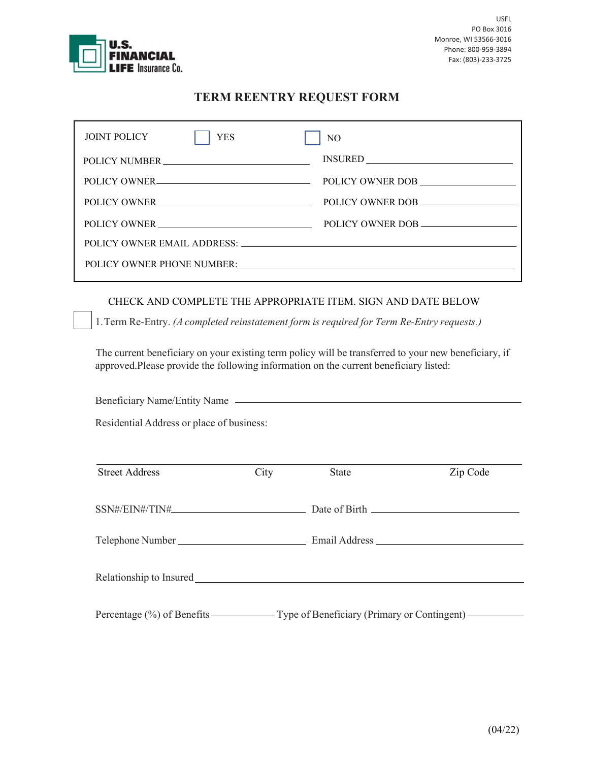U.S. FINANCIAL LIFE Insurance Co.

USFL
PO Box 3016
Monroe, WI 53566-3016
Phone: 800-959-3894
Fax: (803)-233-3725

# TERM REENTRY REQUEST FORM

JOINT POLICY ☐ YES ☐ NO

POLICY NUMBER ______________________ INSURED ______________________

POLICY OWNER ______________________ POLICY OWNER DOB ______________________

POLICY OWNER ______________________ POLICY OWNER DOB ______________________

POLICY OWNER ______________________ POLICY OWNER DOB ______________________

POLICY OWNER EMAIL ADDRESS: ______________________

POLICY OWNER PHONE NUMBER: ______________________

CHECK AND COMPLETE THE APPROPRIATE ITEM. SIGN AND DATE BELOW

☐ 1. Term Re-Entry. *(A completed reinstatement form is required for Term Re-Entry requests.)*

The current beneficiary on your existing term policy will be transferred to your new beneficiary, if approved.Please provide the following information on the current beneficiary listed:

Beneficiary Name/Entity Name ______________________

Residential Address or place of business:

______________________

Street Address City State Zip Code

SSN#/EIN#/TIN# ______________________ Date of Birth ______________________

Telephone Number ______________________ Email Address ______________________

Relationship to Insured ______________________

Percentage (%) of Benefits __________ Type of Beneficiary (Primary or Contingent) __________

(04/22)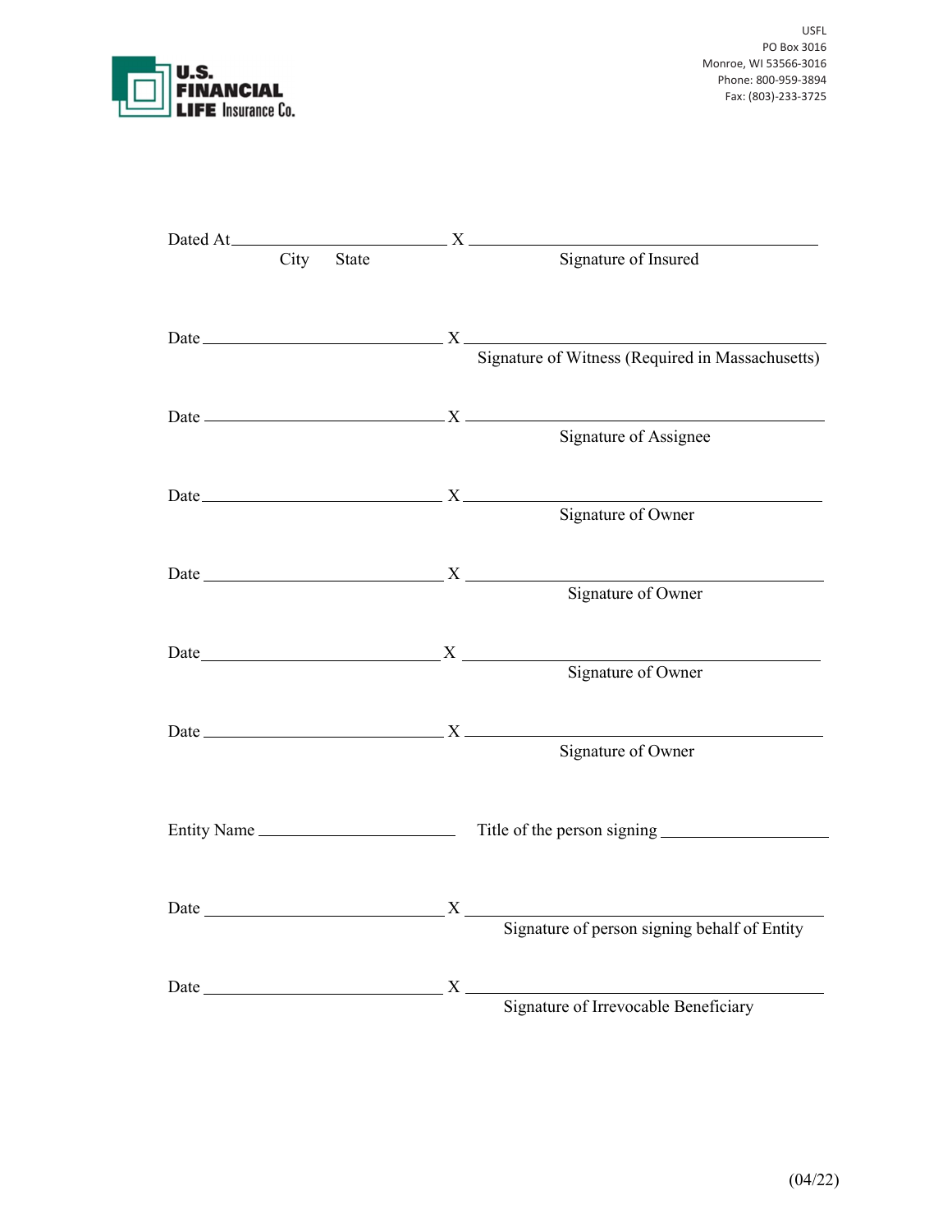U.S. FINANCIAL LIFE Insurance Co.

USFL
PO Box 3016
Monroe, WI 53566-3016
Phone: 800-959-3894
Fax: (803)-233-3725

Dated At ______________________ X ______________________
City State Signature of Insured

Date ______________________ X ______________________
Signature of Witness (Required in Massachusetts)

Date ______________________ X ______________________
Signature of Assignee

Date ______________________ X ______________________
Signature of Owner

Date ______________________ X ______________________
Signature of Owner

Date ______________________ X ______________________
Signature of Owner

Date ______________________ X ______________________
Signature of Owner

Entity Name ______________________ Title of the person signing ______________________

Date ______________________ X ______________________
Signature of person signing behalf of Entity

Date ______________________ X ______________________
Signature of Irrevocable Beneficiary

(04/22)